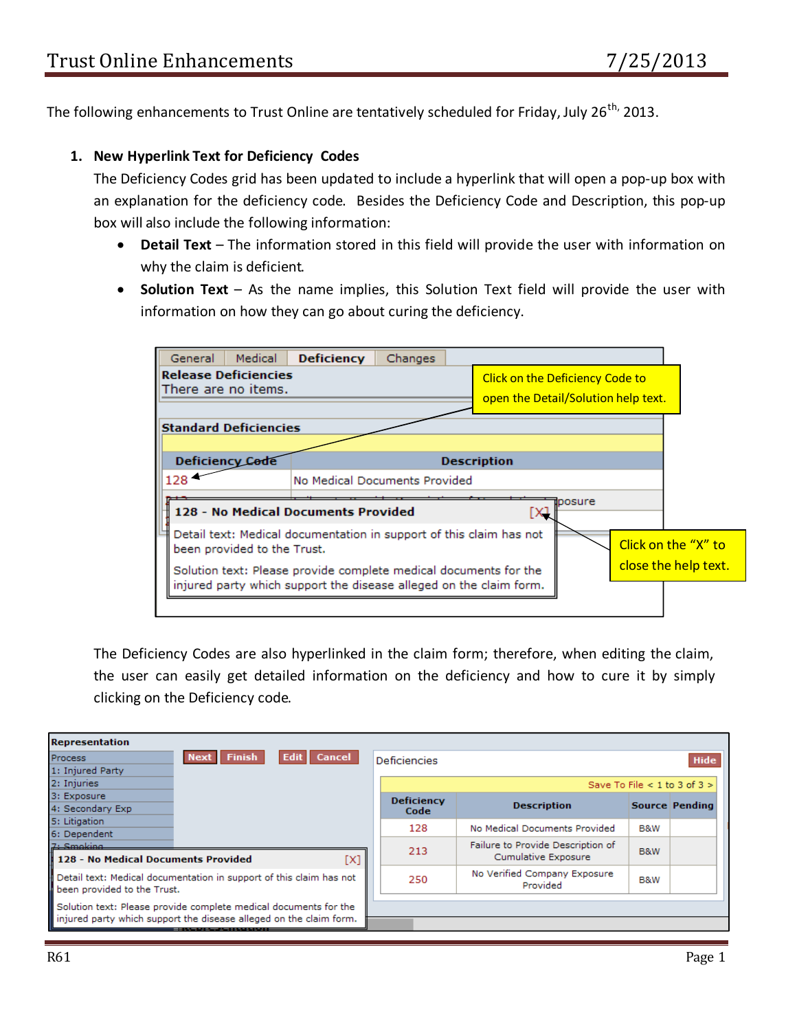# Trust Online Enhancements

7/25/2013

The following enhancements to Trust Online are tentatively scheduled for Friday, July 26th, 2013.

1. **New Hyperlink Text for Deficiency Codes**

   The Deficiency Codes grid has been updated to include a hyperlink that will open a pop-up box with an explanation for the deficiency code. Besides the Deficiency Code and Description, this pop-up box will also include the following information:

   - **Detail Text** – The information stored in this field will provide the user with information on why the claim is deficient.
   - **Solution Text** – As the name implies, this Solution Text field will provide the user with information on how they can go about curing the deficiency.

   General | Medical | **Deficiency** | Changes

   **Release Deficiencies**
   There are no items.

   **Standard Deficiencies**

   | Deficiency Code | Description |
   |---|---|
   | 128 | No Medical Documents Provided |

   Click on the Deficiency Code to open the Detail/Solution help text.

   **128 - No Medical Documents Provided** [X]

   Detail text: Medical documentation in support of this claim has not been provided to the Trust.

   Solution text: Please provide complete medical documents for the injured party which support the disease alleged on the claim form.

   Click on the "X" to close the help text.

   The Deficiency Codes are also hyperlinked in the claim form; therefore, when editing the claim, the user can easily get detailed information on the deficiency and how to cure it by simply clicking on the Deficiency code.

   **Representation**

   Process
   1: Injured Party
   2: Injuries
   3: Exposure
   4: Secondary Exp
   5: Litigation
   6: Dependent
   7: Smoking

   Next | Finish | Edit | Cancel

   **128 - No Medical Documents Provided** [X]

   Detail text: Medical documentation in support of this claim has not been provided to the Trust.

   Solution text: Please provide complete medical documents for the injured party which support the disease alleged on the claim form.

   Deficiencies — Hide

   Save To File < 1 to 3 of 3 >

   | Deficiency Code | Description | Source | Pending |
   |---|---|---|---|
   | 128 | No Medical Documents Provided | B&W | |
   | 213 | Failure to Provide Description of Cumulative Exposure | B&W | |
   | 250 | No Verified Company Exposure Provided | B&W | |

R61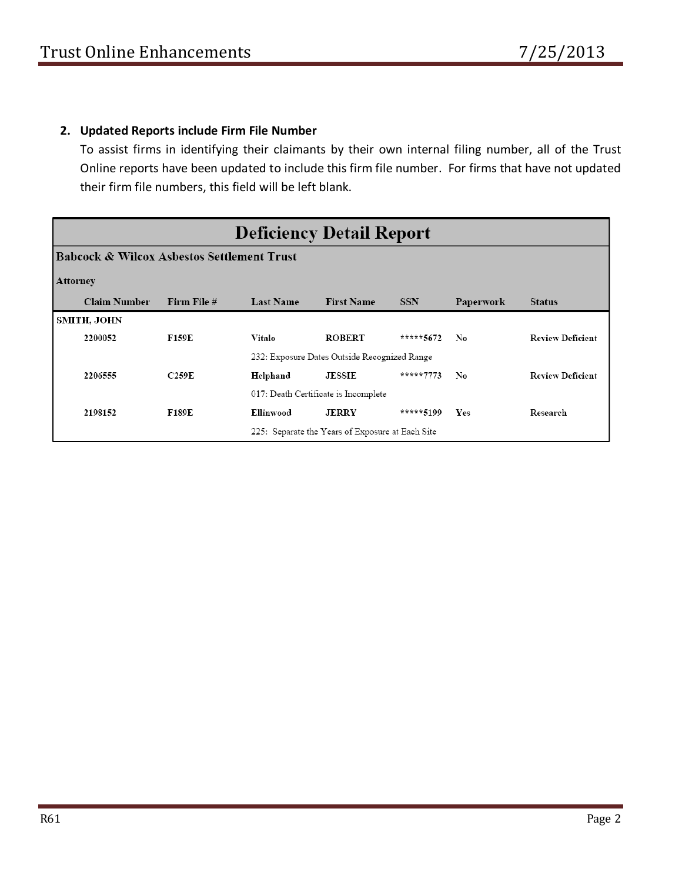## 2. Updated Reports include Firm File Number

To assist firms in identifying their claimants by their own internal filing number, all of the Trust Online reports have been updated to include this firm file number. For firms that have not updated their firm file numbers, this field will be left blank.

**Deficiency Detail Report**

**Babcock & Wilcox Asbestos Settlement Trust**

**Attorney**

| Claim Number | Firm File # | Last Name | First Name | SSN | Paperwork | Status |
|---|---|---|---|---|---|---|
| **SMITH, JOHN** | | | | | | |
| 2200052 | F159E | Vitalo | ROBERT | *****5672 | No | Review Deficient |
| | | 232: Exposure Dates Outside Recognized Range | | | | |
| 2206555 | C259E | Helphand | JESSIE | *****7773 | No | Review Deficient |
| | | 017: Death Certificate is Incomplete | | | | |
| 2198152 | F189E | Ellinwood | JERRY | *****5199 | Yes | Research |
| | | 225: Separate the Years of Exposure at Each Site | | | | |